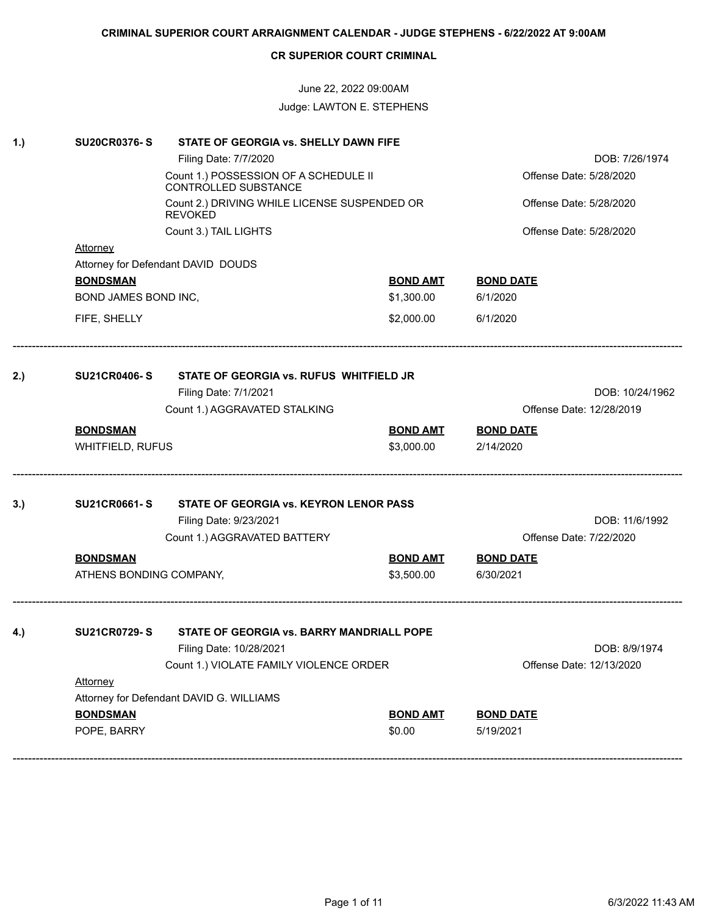**CRIMINAL SUPERIOR COURT ARRAIGNMENT CALENDAR - JUDGE STEPHENS - 6/22/2022 AT 9:00AM**

**CR SUPERIOR COURT CRIMINAL**

June 22, 2022 09:00AM

Judge: LAWTON E. STEPHENS

---

**1.) SU20CR0376- S — STATE OF GEORGIA vs. SHELLY DAWN FIFE**

Filing Date: 7/7/2020 — DOB: 7/26/1974

| Count | Offense Date |
|---|---|
| Count 1.) POSSESSION OF A SCHEDULE II CONTROLLED SUBSTANCE | Offense Date: 5/28/2020 |
| Count 2.) DRIVING WHILE LICENSE SUSPENDED OR REVOKED | Offense Date: 5/28/2020 |
| Count 3.) TAIL LIGHTS | Offense Date: 5/28/2020 |

Attorney

Attorney for Defendant DAVID DOUDS

| BONDSMAN | BOND AMT | BOND DATE |
|---|---|---|
| BOND JAMES BOND INC, | $1,300.00 | 6/1/2020 |
| FIFE, SHELLY | $2,000.00 | 6/1/2020 |

---

**2.) SU21CR0406- S — STATE OF GEORGIA vs. RUFUS WHITFIELD JR**

Filing Date: 7/1/2021 — DOB: 10/24/1962

| Count | Offense Date |
|---|---|
| Count 1.) AGGRAVATED STALKING | Offense Date: 12/28/2019 |

| BONDSMAN | BOND AMT | BOND DATE |
|---|---|---|
| WHITFIELD, RUFUS | $3,000.00 | 2/14/2020 |

---

**3.) SU21CR0661- S — STATE OF GEORGIA vs. KEYRON LENOR PASS**

Filing Date: 9/23/2021 — DOB: 11/6/1992

| Count | Offense Date |
|---|---|
| Count 1.) AGGRAVATED BATTERY | Offense Date: 7/22/2020 |

| BONDSMAN | BOND AMT | BOND DATE |
|---|---|---|
| ATHENS BONDING COMPANY, | $3,500.00 | 6/30/2021 |

---

**4.) SU21CR0729- S — STATE OF GEORGIA vs. BARRY MANDRIALL POPE**

Filing Date: 10/28/2021 — DOB: 8/9/1974

| Count | Offense Date |
|---|---|
| Count 1.) VIOLATE FAMILY VIOLENCE ORDER | Offense Date: 12/13/2020 |

Attorney

Attorney for Defendant DAVID G. WILLIAMS

| BONDSMAN | BOND AMT | BOND DATE |
|---|---|---|
| POPE, BARRY | $0.00 | 5/19/2021 |

---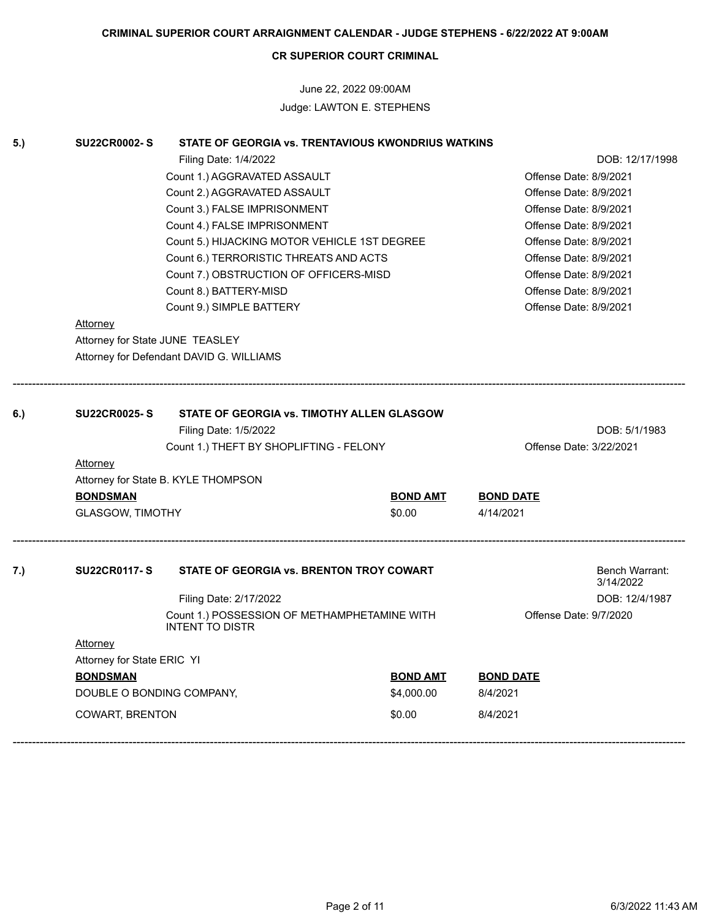**CRIMINAL SUPERIOR COURT ARRAIGNMENT CALENDAR - JUDGE STEPHENS - 6/22/2022 AT 9:00AM**

**CR SUPERIOR COURT CRIMINAL**

June 22, 2022 09:00AM

Judge: LAWTON E. STEPHENS

---

**5.) SU22CR0002- S — STATE OF GEORGIA vs. TRENTAVIOUS KWONDRIUS WATKINS**

Filing Date: 1/4/2022 — DOB: 12/17/1998

| Count | Offense Date |
|---|---|
| Count 1.) AGGRAVATED ASSAULT | Offense Date: 8/9/2021 |
| Count 2.) AGGRAVATED ASSAULT | Offense Date: 8/9/2021 |
| Count 3.) FALSE IMPRISONMENT | Offense Date: 8/9/2021 |
| Count 4.) FALSE IMPRISONMENT | Offense Date: 8/9/2021 |
| Count 5.) HIJACKING MOTOR VEHICLE 1ST DEGREE | Offense Date: 8/9/2021 |
| Count 6.) TERRORISTIC THREATS AND ACTS | Offense Date: 8/9/2021 |
| Count 7.) OBSTRUCTION OF OFFICERS-MISD | Offense Date: 8/9/2021 |
| Count 8.) BATTERY-MISD | Offense Date: 8/9/2021 |
| Count 9.) SIMPLE BATTERY | Offense Date: 8/9/2021 |

Attorney

Attorney for State JUNE TEASLEY

Attorney for Defendant DAVID G. WILLIAMS

---

**6.) SU22CR0025- S — STATE OF GEORGIA vs. TIMOTHY ALLEN GLASGOW**

Filing Date: 1/5/2022 — DOB: 5/1/1983

Count 1.) THEFT BY SHOPLIFTING - FELONY — Offense Date: 3/22/2021

Attorney

Attorney for State B. KYLE THOMPSON

| BONDSMAN | BOND AMT | BOND DATE |
|---|---|---|
| GLASGOW, TIMOTHY | $0.00 | 4/14/2021 |

---

**7.) SU22CR0117- S — STATE OF GEORGIA vs. BRENTON TROY COWART**

Bench Warrant: 3/14/2022

Filing Date: 2/17/2022 — DOB: 12/4/1987

Count 1.) POSSESSION OF METHAMPHETAMINE WITH INTENT TO DISTR — Offense Date: 9/7/2020

Attorney

Attorney for State ERIC YI

| BONDSMAN | BOND AMT | BOND DATE |
|---|---|---|
| DOUBLE O BONDING COMPANY, | $4,000.00 | 8/4/2021 |
| COWART, BRENTON | $0.00 | 8/4/2021 |

---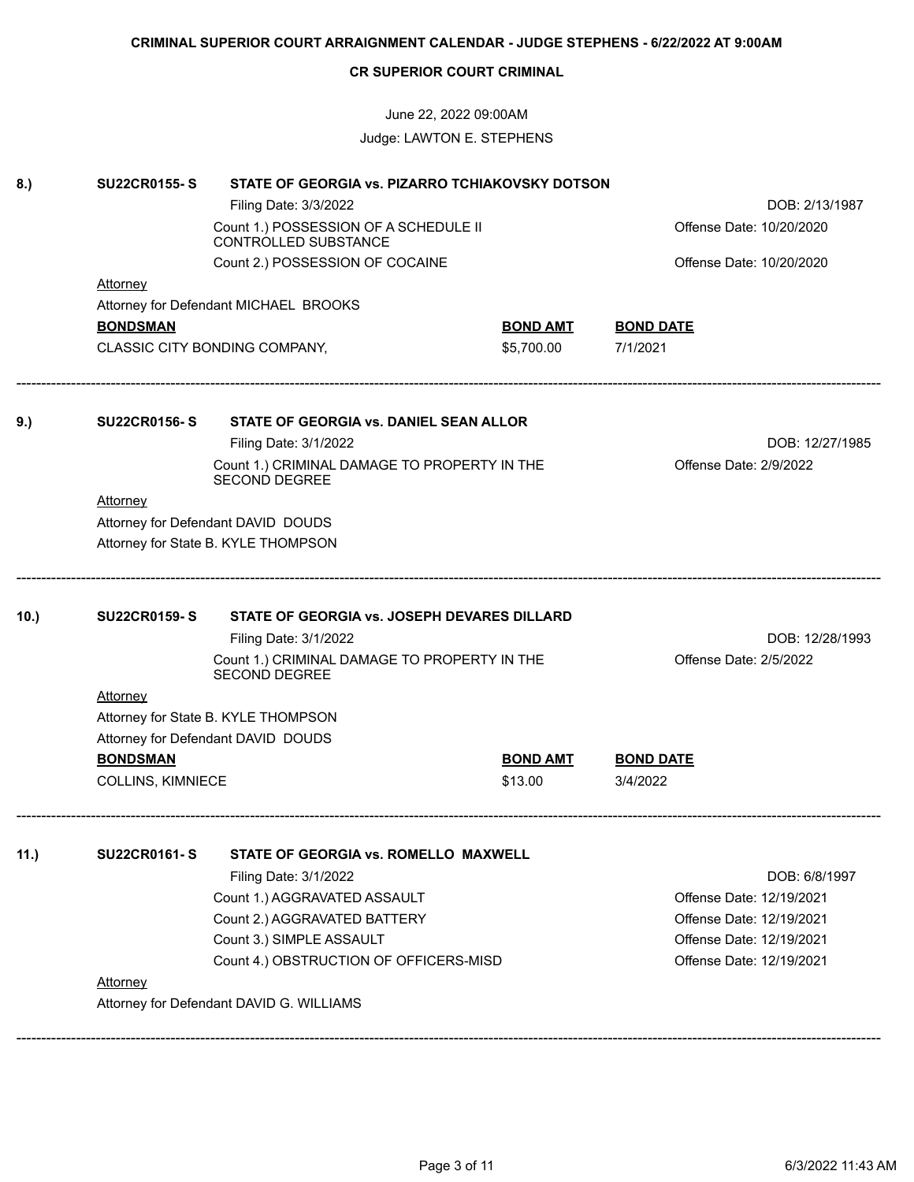# CRIMINAL SUPERIOR COURT ARRAIGNMENT CALENDAR - JUDGE STEPHENS - 6/22/2022 AT 9:00AM

## CR SUPERIOR COURT CRIMINAL

June 22, 2022 09:00AM

Judge: LAWTON E. STEPHENS

---

**8.) SU22CR0155- S — STATE OF GEORGIA vs. PIZARRO TCHIAKOVSKY DOTSON**

Filing Date: 3/3/2022 — DOB: 2/13/1987

Count 1.) POSSESSION OF A SCHEDULE II CONTROLLED SUBSTANCE — Offense Date: 10/20/2020

Count 2.) POSSESSION OF COCAINE — Offense Date: 10/20/2020

Attorney

Attorney for Defendant MICHAEL BROOKS

| BONDSMAN | BOND AMT | BOND DATE |
|---|---|---|
| CLASSIC CITY BONDING COMPANY, | $5,700.00 | 7/1/2021 |

---

**9.) SU22CR0156- S — STATE OF GEORGIA vs. DANIEL SEAN ALLOR**

Filing Date: 3/1/2022 — DOB: 12/27/1985

Count 1.) CRIMINAL DAMAGE TO PROPERTY IN THE SECOND DEGREE — Offense Date: 2/9/2022

Attorney

Attorney for Defendant DAVID DOUDS

Attorney for State B. KYLE THOMPSON

---

**10.) SU22CR0159- S — STATE OF GEORGIA vs. JOSEPH DEVARES DILLARD**

Filing Date: 3/1/2022 — DOB: 12/28/1993

Count 1.) CRIMINAL DAMAGE TO PROPERTY IN THE SECOND DEGREE — Offense Date: 2/5/2022

Attorney

Attorney for State B. KYLE THOMPSON

Attorney for Defendant DAVID DOUDS

| BONDSMAN | BOND AMT | BOND DATE |
|---|---|---|
| COLLINS, KIMNIECE | $13.00 | 3/4/2022 |

---

**11.) SU22CR0161- S — STATE OF GEORGIA vs. ROMELLO MAXWELL**

Filing Date: 3/1/2022 — DOB: 6/8/1997

Count 1.) AGGRAVATED ASSAULT — Offense Date: 12/19/2021

Count 2.) AGGRAVATED BATTERY — Offense Date: 12/19/2021

Count 3.) SIMPLE ASSAULT — Offense Date: 12/19/2021

Count 4.) OBSTRUCTION OF OFFICERS-MISD — Offense Date: 12/19/2021

Attorney

Attorney for Defendant DAVID G. WILLIAMS

---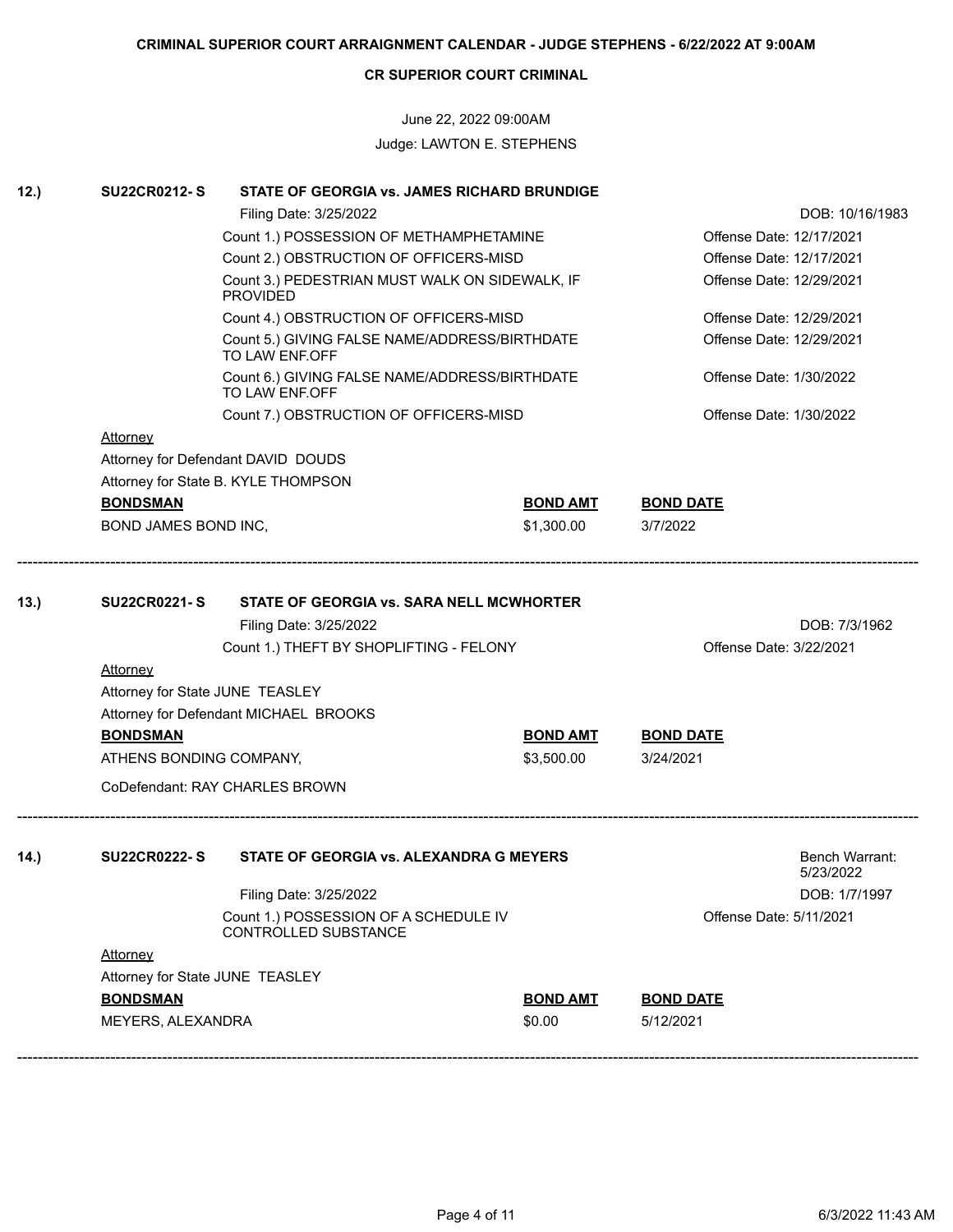**CRIMINAL SUPERIOR COURT ARRAIGNMENT CALENDAR - JUDGE STEPHENS - 6/22/2022 AT 9:00AM**

**CR SUPERIOR COURT CRIMINAL**

June 22, 2022 09:00AM

Judge: LAWTON E. STEPHENS

---

**12.)** **SU22CR0212- S** **STATE OF GEORGIA vs. JAMES RICHARD BRUNDIGE**

Filing Date: 3/25/2022 — DOB: 10/16/1983

| Count | Offense Date |
|---|---|
| Count 1.) POSSESSION OF METHAMPHETAMINE | Offense Date: 12/17/2021 |
| Count 2.) OBSTRUCTION OF OFFICERS-MISD | Offense Date: 12/17/2021 |
| Count 3.) PEDESTRIAN MUST WALK ON SIDEWALK, IF PROVIDED | Offense Date: 12/29/2021 |
| Count 4.) OBSTRUCTION OF OFFICERS-MISD | Offense Date: 12/29/2021 |
| Count 5.) GIVING FALSE NAME/ADDRESS/BIRTHDATE TO LAW ENF.OFF | Offense Date: 12/29/2021 |
| Count 6.) GIVING FALSE NAME/ADDRESS/BIRTHDATE TO LAW ENF.OFF | Offense Date: 1/30/2022 |
| Count 7.) OBSTRUCTION OF OFFICERS-MISD | Offense Date: 1/30/2022 |

Attorney

Attorney for Defendant DAVID DOUDS

Attorney for State B. KYLE THOMPSON

| BONDSMAN | BOND AMT | BOND DATE |
|---|---|---|
| BOND JAMES BOND INC, | $1,300.00 | 3/7/2022 |

---

**13.)** **SU22CR0221- S** **STATE OF GEORGIA vs. SARA NELL MCWHORTER**

Filing Date: 3/25/2022 — DOB: 7/3/1962

| Count | Offense Date |
|---|---|
| Count 1.) THEFT BY SHOPLIFTING - FELONY | Offense Date: 3/22/2021 |

Attorney

Attorney for State JUNE TEASLEY

Attorney for Defendant MICHAEL BROOKS

| BONDSMAN | BOND AMT | BOND DATE |
|---|---|---|
| ATHENS BONDING COMPANY, | $3,500.00 | 3/24/2021 |

CoDefendant: RAY CHARLES BROWN

---

**14.)** **SU22CR0222- S** **STATE OF GEORGIA vs. ALEXANDRA G MEYERS** — Bench Warrant: 5/23/2022

Filing Date: 3/25/2022 — DOB: 1/7/1997

| Count | Offense Date |
|---|---|
| Count 1.) POSSESSION OF A SCHEDULE IV CONTROLLED SUBSTANCE | Offense Date: 5/11/2021 |

Attorney

Attorney for State JUNE TEASLEY

| BONDSMAN | BOND AMT | BOND DATE |
|---|---|---|
| MEYERS, ALEXANDRA | $0.00 | 5/12/2021 |

---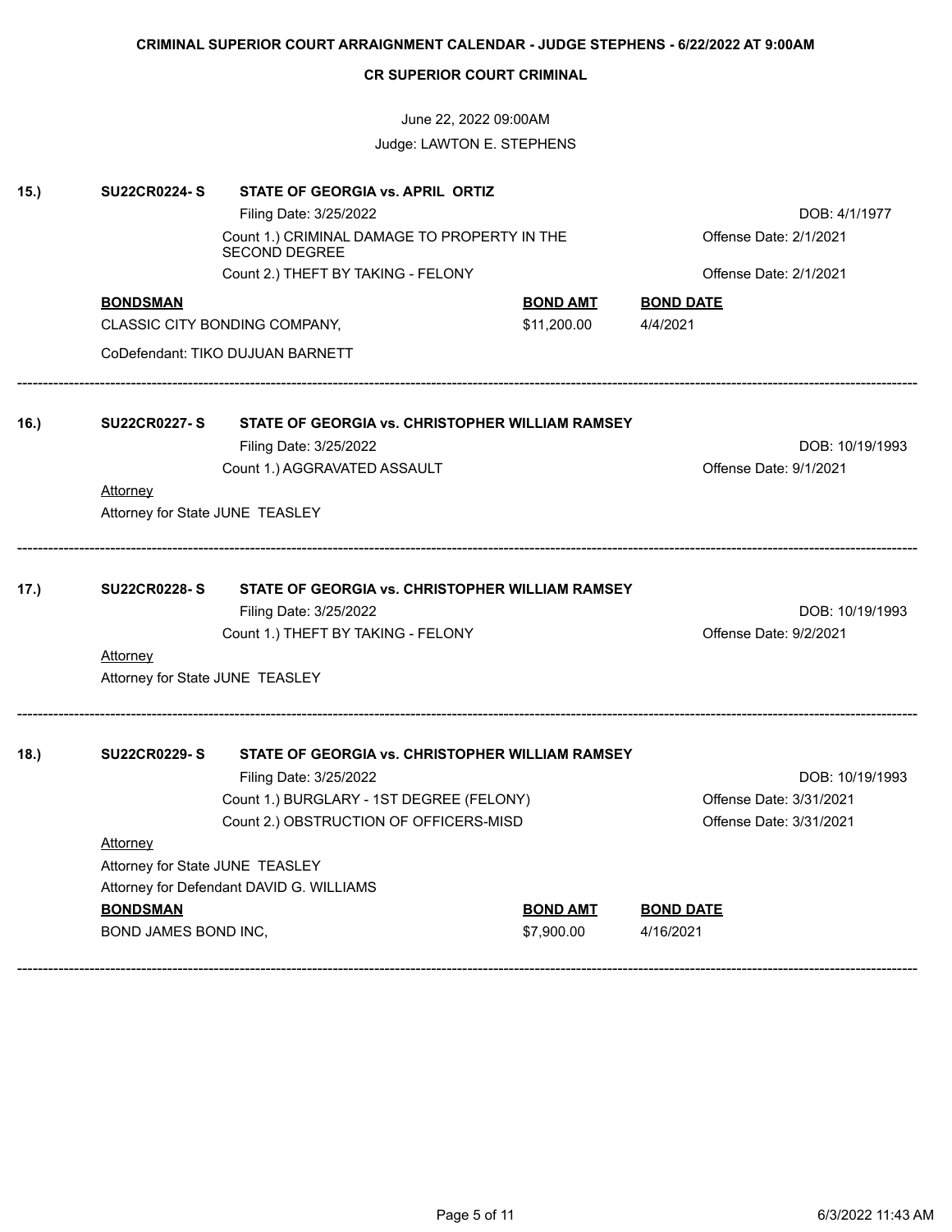**CRIMINAL SUPERIOR COURT ARRAIGNMENT CALENDAR - JUDGE STEPHENS - 6/22/2022 AT 9:00AM**

**CR SUPERIOR COURT CRIMINAL**

June 22, 2022 09:00AM

Judge: LAWTON E. STEPHENS

---

**15.) SU22CR0224- S — STATE OF GEORGIA vs. APRIL ORTIZ**

Filing Date: 3/25/2022 — DOB: 4/1/1977

Count 1.) CRIMINAL DAMAGE TO PROPERTY IN THE SECOND DEGREE — Offense Date: 2/1/2021

Count 2.) THEFT BY TAKING - FELONY — Offense Date: 2/1/2021

| BONDSMAN | BOND AMT | BOND DATE |
|---|---|---|
| CLASSIC CITY BONDING COMPANY, | $11,200.00 | 4/4/2021 |

CoDefendant: TIKO DUJUAN BARNETT

---

**16.) SU22CR0227- S — STATE OF GEORGIA vs. CHRISTOPHER WILLIAM RAMSEY**

Filing Date: 3/25/2022 — DOB: 10/19/1993

Count 1.) AGGRAVATED ASSAULT — Offense Date: 9/1/2021

Attorney

Attorney for State JUNE TEASLEY

---

**17.) SU22CR0228- S — STATE OF GEORGIA vs. CHRISTOPHER WILLIAM RAMSEY**

Filing Date: 3/25/2022 — DOB: 10/19/1993

Count 1.) THEFT BY TAKING - FELONY — Offense Date: 9/2/2021

Attorney

Attorney for State JUNE TEASLEY

---

**18.) SU22CR0229- S — STATE OF GEORGIA vs. CHRISTOPHER WILLIAM RAMSEY**

Filing Date: 3/25/2022 — DOB: 10/19/1993

Count 1.) BURGLARY - 1ST DEGREE (FELONY) — Offense Date: 3/31/2021

Count 2.) OBSTRUCTION OF OFFICERS-MISD — Offense Date: 3/31/2021

Attorney

Attorney for State JUNE TEASLEY

Attorney for Defendant DAVID G. WILLIAMS

| BONDSMAN | BOND AMT | BOND DATE |
|---|---|---|
| BOND JAMES BOND INC, | $7,900.00 | 4/16/2021 |

---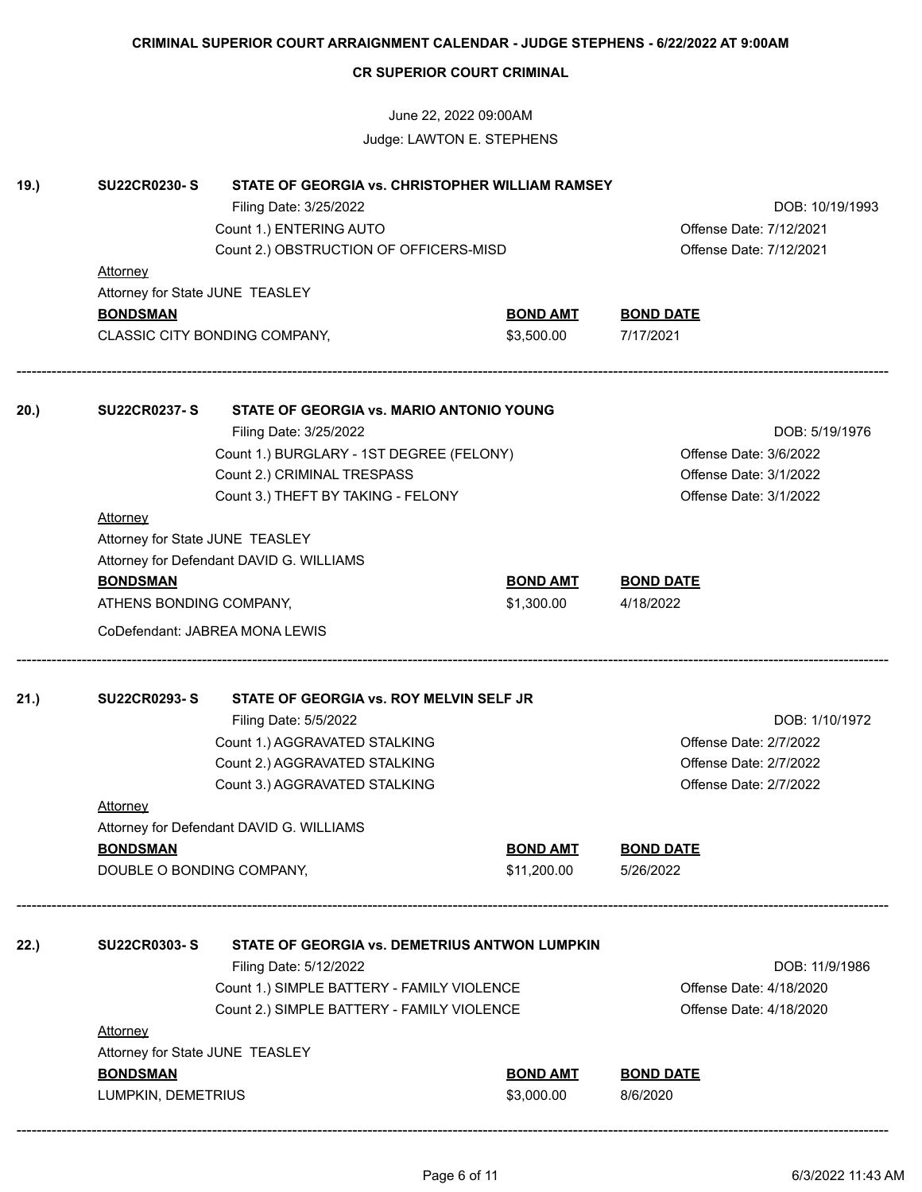# CRIMINAL SUPERIOR COURT ARRAIGNMENT CALENDAR - JUDGE STEPHENS - 6/22/2022 AT 9:00AM

## CR SUPERIOR COURT CRIMINAL

June 22, 2022 09:00AM

Judge: LAWTON E. STEPHENS

---

**19.)** **SU22CR0230- S** **STATE OF GEORGIA vs. CHRISTOPHER WILLIAM RAMSEY**

Filing Date: 3/25/2022 — DOB: 10/19/1993

Count 1.) ENTERING AUTO — Offense Date: 7/12/2021

Count 2.) OBSTRUCTION OF OFFICERS-MISD — Offense Date: 7/12/2021

Attorney

Attorney for State JUNE TEASLEY

| BONDSMAN | BOND AMT | BOND DATE |
|---|---|---|
| CLASSIC CITY BONDING COMPANY, | $3,500.00 | 7/17/2021 |

---

**20.)** **SU22CR0237- S** **STATE OF GEORGIA vs. MARIO ANTONIO YOUNG**

Filing Date: 3/25/2022 — DOB: 5/19/1976

Count 1.) BURGLARY - 1ST DEGREE (FELONY) — Offense Date: 3/6/2022

Count 2.) CRIMINAL TRESPASS — Offense Date: 3/1/2022

Count 3.) THEFT BY TAKING - FELONY — Offense Date: 3/1/2022

Attorney

Attorney for State JUNE TEASLEY

Attorney for Defendant DAVID G. WILLIAMS

| BONDSMAN | BOND AMT | BOND DATE |
|---|---|---|
| ATHENS BONDING COMPANY, | $1,300.00 | 4/18/2022 |

CoDefendant: JABREA MONA LEWIS

---

**21.)** **SU22CR0293- S** **STATE OF GEORGIA vs. ROY MELVIN SELF JR**

Filing Date: 5/5/2022 — DOB: 1/10/1972

Count 1.) AGGRAVATED STALKING — Offense Date: 2/7/2022

Count 2.) AGGRAVATED STALKING — Offense Date: 2/7/2022

Count 3.) AGGRAVATED STALKING — Offense Date: 2/7/2022

Attorney

Attorney for Defendant DAVID G. WILLIAMS

| BONDSMAN | BOND AMT | BOND DATE |
|---|---|---|
| DOUBLE O BONDING COMPANY, | $11,200.00 | 5/26/2022 |

---

**22.)** **SU22CR0303- S** **STATE OF GEORGIA vs. DEMETRIUS ANTWON LUMPKIN**

Filing Date: 5/12/2022 — DOB: 11/9/1986

Count 1.) SIMPLE BATTERY - FAMILY VIOLENCE — Offense Date: 4/18/2020

Count 2.) SIMPLE BATTERY - FAMILY VIOLENCE — Offense Date: 4/18/2020

Attorney

Attorney for State JUNE TEASLEY

| BONDSMAN | BOND AMT | BOND DATE |
|---|---|---|
| LUMPKIN, DEMETRIUS | $3,000.00 | 8/6/2020 |

---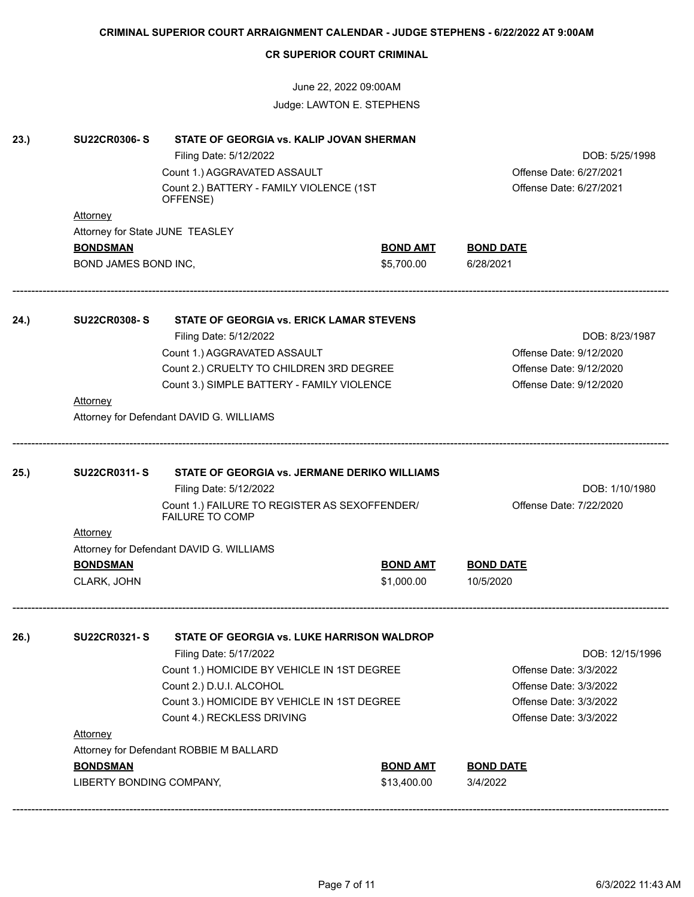# CRIMINAL SUPERIOR COURT ARRAIGNMENT CALENDAR - JUDGE STEPHENS - 6/22/2022 AT 9:00AM

## CR SUPERIOR COURT CRIMINAL

June 22, 2022 09:00AM

Judge: LAWTON E. STEPHENS

---

**23.)** **SU22CR0306- S** **STATE OF GEORGIA vs. KALIP JOVAN SHERMAN**

Filing Date: 5/12/2022 — DOB: 5/25/1998

| Count | Offense Date |
|---|---|
| Count 1.) AGGRAVATED ASSAULT | Offense Date: 6/27/2021 |
| Count 2.) BATTERY - FAMILY VIOLENCE (1ST OFFENSE) | Offense Date: 6/27/2021 |

Attorney

Attorney for State JUNE TEASLEY

| BONDSMAN | BOND AMT | BOND DATE |
|---|---|---|
| BOND JAMES BOND INC, | $5,700.00 | 6/28/2021 |

---

**24.)** **SU22CR0308- S** **STATE OF GEORGIA vs. ERICK LAMAR STEVENS**

Filing Date: 5/12/2022 — DOB: 8/23/1987

| Count | Offense Date |
|---|---|
| Count 1.) AGGRAVATED ASSAULT | Offense Date: 9/12/2020 |
| Count 2.) CRUELTY TO CHILDREN 3RD DEGREE | Offense Date: 9/12/2020 |
| Count 3.) SIMPLE BATTERY - FAMILY VIOLENCE | Offense Date: 9/12/2020 |

Attorney

Attorney for Defendant DAVID G. WILLIAMS

---

**25.)** **SU22CR0311- S** **STATE OF GEORGIA vs. JERMANE DERIKO WILLIAMS**

Filing Date: 5/12/2022 — DOB: 1/10/1980

| Count | Offense Date |
|---|---|
| Count 1.) FAILURE TO REGISTER AS SEXOFFENDER/ FAILURE TO COMP | Offense Date: 7/22/2020 |

Attorney

Attorney for Defendant DAVID G. WILLIAMS

| BONDSMAN | BOND AMT | BOND DATE |
|---|---|---|
| CLARK, JOHN | $1,000.00 | 10/5/2020 |

---

**26.)** **SU22CR0321- S** **STATE OF GEORGIA vs. LUKE HARRISON WALDROP**

Filing Date: 5/17/2022 — DOB: 12/15/1996

| Count | Offense Date |
|---|---|
| Count 1.) HOMICIDE BY VEHICLE IN 1ST DEGREE | Offense Date: 3/3/2022 |
| Count 2.) D.U.I. ALCOHOL | Offense Date: 3/3/2022 |
| Count 3.) HOMICIDE BY VEHICLE IN 1ST DEGREE | Offense Date: 3/3/2022 |
| Count 4.) RECKLESS DRIVING | Offense Date: 3/3/2022 |

Attorney

Attorney for Defendant ROBBIE M BALLARD

| BONDSMAN | BOND AMT | BOND DATE |
|---|---|---|
| LIBERTY BONDING COMPANY, | $13,400.00 | 3/4/2022 |

---

6/3/2022 11:43 AM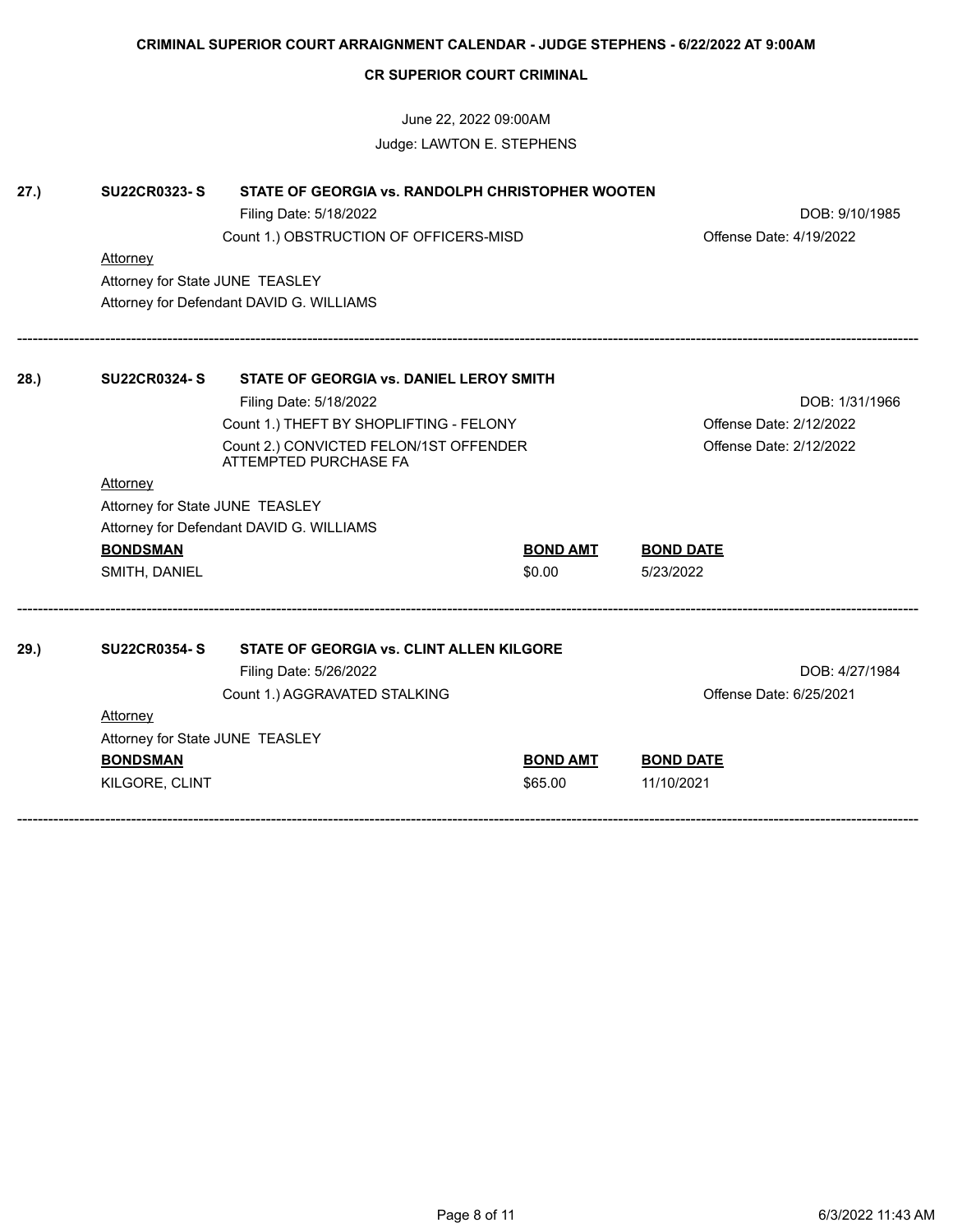**CRIMINAL SUPERIOR COURT ARRAIGNMENT CALENDAR - JUDGE STEPHENS - 6/22/2022 AT 9:00AM**

**CR SUPERIOR COURT CRIMINAL**

June 22, 2022 09:00AM

Judge: LAWTON E. STEPHENS

**27.)** **SU22CR0323- S** **STATE OF GEORGIA vs. RANDOLPH CHRISTOPHER WOOTEN**

Filing Date: 5/18/2022 — DOB: 9/10/1985

Count 1.) OBSTRUCTION OF OFFICERS-MISD — Offense Date: 4/19/2022

Attorney

Attorney for State JUNE TEASLEY

Attorney for Defendant DAVID G. WILLIAMS

---

**28.)** **SU22CR0324- S** **STATE OF GEORGIA vs. DANIEL LEROY SMITH**

Filing Date: 5/18/2022 — DOB: 1/31/1966

Count 1.) THEFT BY SHOPLIFTING - FELONY — Offense Date: 2/12/2022

Count 2.) CONVICTED FELON/1ST OFFENDER ATTEMPTED PURCHASE FA — Offense Date: 2/12/2022

Attorney

Attorney for State JUNE TEASLEY

Attorney for Defendant DAVID G. WILLIAMS

| BONDSMAN | BOND AMT | BOND DATE |
|---|---|---|
| SMITH, DANIEL | $0.00 | 5/23/2022 |

---

**29.)** **SU22CR0354- S** **STATE OF GEORGIA vs. CLINT ALLEN KILGORE**

Filing Date: 5/26/2022 — DOB: 4/27/1984

Count 1.) AGGRAVATED STALKING — Offense Date: 6/25/2021

Attorney

Attorney for State JUNE TEASLEY

| BONDSMAN | BOND AMT | BOND DATE |
|---|---|---|
| KILGORE, CLINT | $65.00 | 11/10/2021 |

---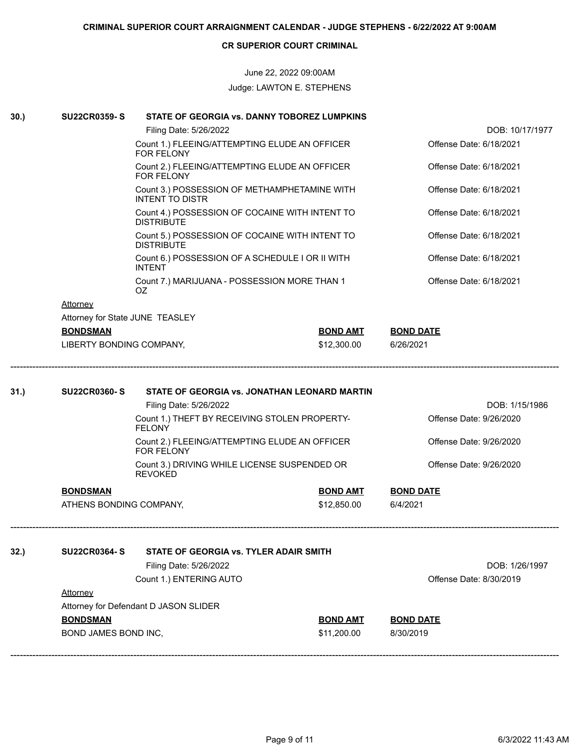**CRIMINAL SUPERIOR COURT ARRAIGNMENT CALENDAR - JUDGE STEPHENS - 6/22/2022 AT 9:00AM**

**CR SUPERIOR COURT CRIMINAL**

June 22, 2022 09:00AM

Judge: LAWTON E. STEPHENS

---

**30.) SU22CR0359- S — STATE OF GEORGIA vs. DANNY TOBOREZ LUMPKINS**

Filing Date: 5/26/2022 — DOB: 10/17/1977

| Count | Offense Date |
|---|---|
| Count 1.) FLEEING/ATTEMPTING ELUDE AN OFFICER FOR FELONY | Offense Date: 6/18/2021 |
| Count 2.) FLEEING/ATTEMPTING ELUDE AN OFFICER FOR FELONY | Offense Date: 6/18/2021 |
| Count 3.) POSSESSION OF METHAMPHETAMINE WITH INTENT TO DISTR | Offense Date: 6/18/2021 |
| Count 4.) POSSESSION OF COCAINE WITH INTENT TO DISTRIBUTE | Offense Date: 6/18/2021 |
| Count 5.) POSSESSION OF COCAINE WITH INTENT TO DISTRIBUTE | Offense Date: 6/18/2021 |
| Count 6.) POSSESSION OF A SCHEDULE I OR II WITH INTENT | Offense Date: 6/18/2021 |
| Count 7.) MARIJUANA - POSSESSION MORE THAN 1 OZ | Offense Date: 6/18/2021 |

Attorney

Attorney for State JUNE TEASLEY

| BONDSMAN | BOND AMT | BOND DATE |
|---|---|---|
| LIBERTY BONDING COMPANY, | $12,300.00 | 6/26/2021 |

---

**31.) SU22CR0360- S — STATE OF GEORGIA vs. JONATHAN LEONARD MARTIN**

Filing Date: 5/26/2022 — DOB: 1/15/1986

| Count | Offense Date |
|---|---|
| Count 1.) THEFT BY RECEIVING STOLEN PROPERTY-FELONY | Offense Date: 9/26/2020 |
| Count 2.) FLEEING/ATTEMPTING ELUDE AN OFFICER FOR FELONY | Offense Date: 9/26/2020 |
| Count 3.) DRIVING WHILE LICENSE SUSPENDED OR REVOKED | Offense Date: 9/26/2020 |

| BONDSMAN | BOND AMT | BOND DATE |
|---|---|---|
| ATHENS BONDING COMPANY, | $12,850.00 | 6/4/2021 |

---

**32.) SU22CR0364- S — STATE OF GEORGIA vs. TYLER ADAIR SMITH**

Filing Date: 5/26/2022 — DOB: 1/26/1997

| Count | Offense Date |
|---|---|
| Count 1.) ENTERING AUTO | Offense Date: 8/30/2019 |

Attorney

Attorney for Defendant D JASON SLIDER

| BONDSMAN | BOND AMT | BOND DATE |
|---|---|---|
| BOND JAMES BOND INC, | $11,200.00 | 8/30/2019 |

---

6/3/2022 11:43 AM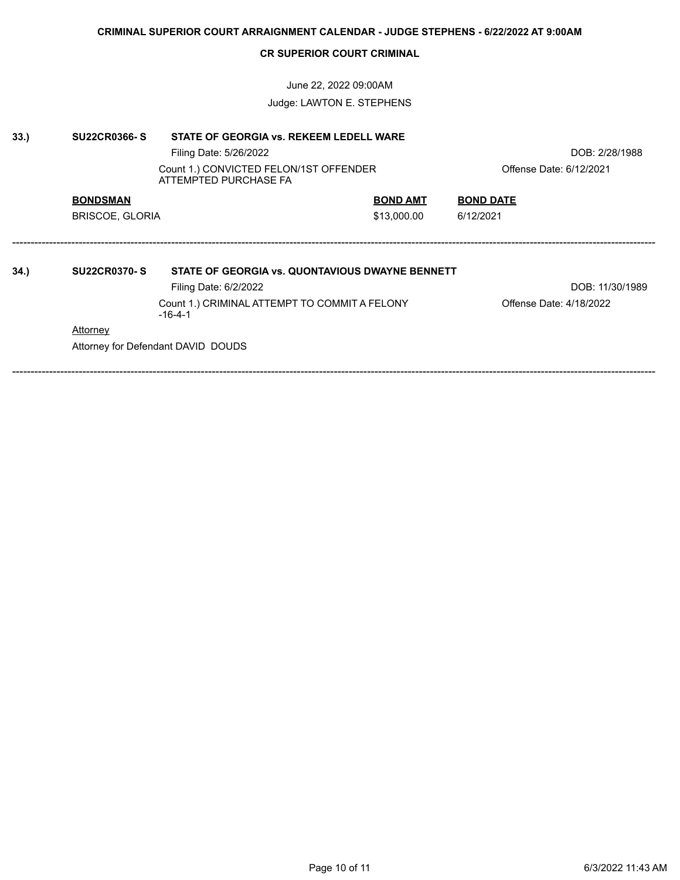**CRIMINAL SUPERIOR COURT ARRAIGNMENT CALENDAR - JUDGE STEPHENS - 6/22/2022 AT 9:00AM**

**CR SUPERIOR COURT CRIMINAL**

June 22, 2022 09:00AM

Judge: LAWTON E. STEPHENS

**33.) SU22CR0366- S — STATE OF GEORGIA vs. REKEEM LEDELL WARE**

Filing Date: 5/26/2022 — DOB: 2/28/1988

Count 1.) CONVICTED FELON/1ST OFFENDER ATTEMPTED PURCHASE FA — Offense Date: 6/12/2021

| BONDSMAN | BOND AMT | BOND DATE |
|---|---|---|
| BRISCOE, GLORIA | $13,000.00 | 6/12/2021 |

---

**34.) SU22CR0370- S — STATE OF GEORGIA vs. QUONTAVIOUS DWAYNE BENNETT**

Filing Date: 6/2/2022 — DOB: 11/30/1989

Count 1.) CRIMINAL ATTEMPT TO COMMIT A FELONY -16-4-1 — Offense Date: 4/18/2022

Attorney

Attorney for Defendant DAVID DOUDS

---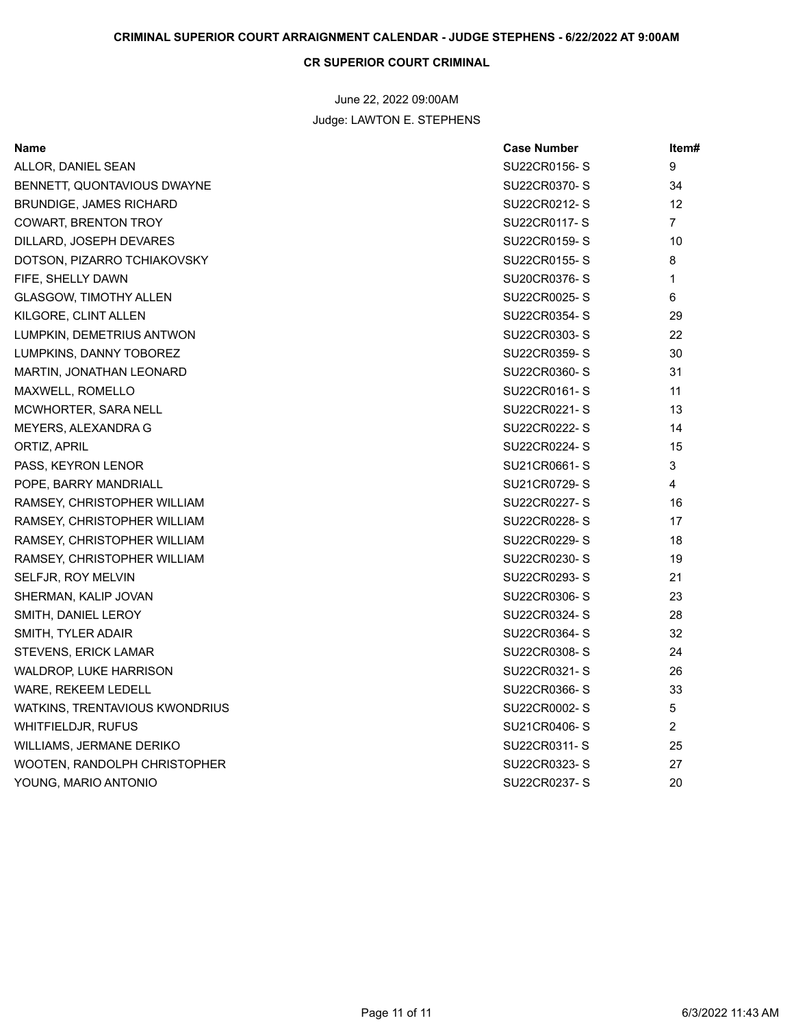# CRIMINAL SUPERIOR COURT ARRAIGNMENT CALENDAR - JUDGE STEPHENS - 6/22/2022 AT 9:00AM

## CR SUPERIOR COURT CRIMINAL

June 22, 2022 09:00AM

Judge: LAWTON E. STEPHENS

| Name | Case Number | Item# |
|---|---|---|
| ALLOR, DANIEL SEAN | SU22CR0156- S | 9 |
| BENNETT, QUONTAVIOUS DWAYNE | SU22CR0370- S | 34 |
| BRUNDIGE, JAMES RICHARD | SU22CR0212- S | 12 |
| COWART, BRENTON TROY | SU22CR0117- S | 7 |
| DILLARD, JOSEPH DEVARES | SU22CR0159- S | 10 |
| DOTSON, PIZARRO TCHIAKOVSKY | SU22CR0155- S | 8 |
| FIFE, SHELLY DAWN | SU20CR0376- S | 1 |
| GLASGOW, TIMOTHY ALLEN | SU22CR0025- S | 6 |
| KILGORE, CLINT ALLEN | SU22CR0354- S | 29 |
| LUMPKIN, DEMETRIUS ANTWON | SU22CR0303- S | 22 |
| LUMPKINS, DANNY TOBOREZ | SU22CR0359- S | 30 |
| MARTIN, JONATHAN LEONARD | SU22CR0360- S | 31 |
| MAXWELL, ROMELLO | SU22CR0161- S | 11 |
| MCWHORTER, SARA NELL | SU22CR0221- S | 13 |
| MEYERS, ALEXANDRA G | SU22CR0222- S | 14 |
| ORTIZ, APRIL | SU22CR0224- S | 15 |
| PASS, KEYRON LENOR | SU21CR0661- S | 3 |
| POPE, BARRY MANDRIALL | SU21CR0729- S | 4 |
| RAMSEY, CHRISTOPHER WILLIAM | SU22CR0227- S | 16 |
| RAMSEY, CHRISTOPHER WILLIAM | SU22CR0228- S | 17 |
| RAMSEY, CHRISTOPHER WILLIAM | SU22CR0229- S | 18 |
| RAMSEY, CHRISTOPHER WILLIAM | SU22CR0230- S | 19 |
| SELFJR, ROY MELVIN | SU22CR0293- S | 21 |
| SHERMAN, KALIP JOVAN | SU22CR0306- S | 23 |
| SMITH, DANIEL LEROY | SU22CR0324- S | 28 |
| SMITH, TYLER ADAIR | SU22CR0364- S | 32 |
| STEVENS, ERICK LAMAR | SU22CR0308- S | 24 |
| WALDROP, LUKE HARRISON | SU22CR0321- S | 26 |
| WARE, REKEEM LEDELL | SU22CR0366- S | 33 |
| WATKINS, TRENTAVIOUS KWONDRIUS | SU22CR0002- S | 5 |
| WHITFIELDJR, RUFUS | SU21CR0406- S | 2 |
| WILLIAMS, JERMANE DERIKO | SU22CR0311- S | 25 |
| WOOTEN, RANDOLPH CHRISTOPHER | SU22CR0323- S | 27 |
| YOUNG, MARIO ANTONIO | SU22CR0237- S | 20 |